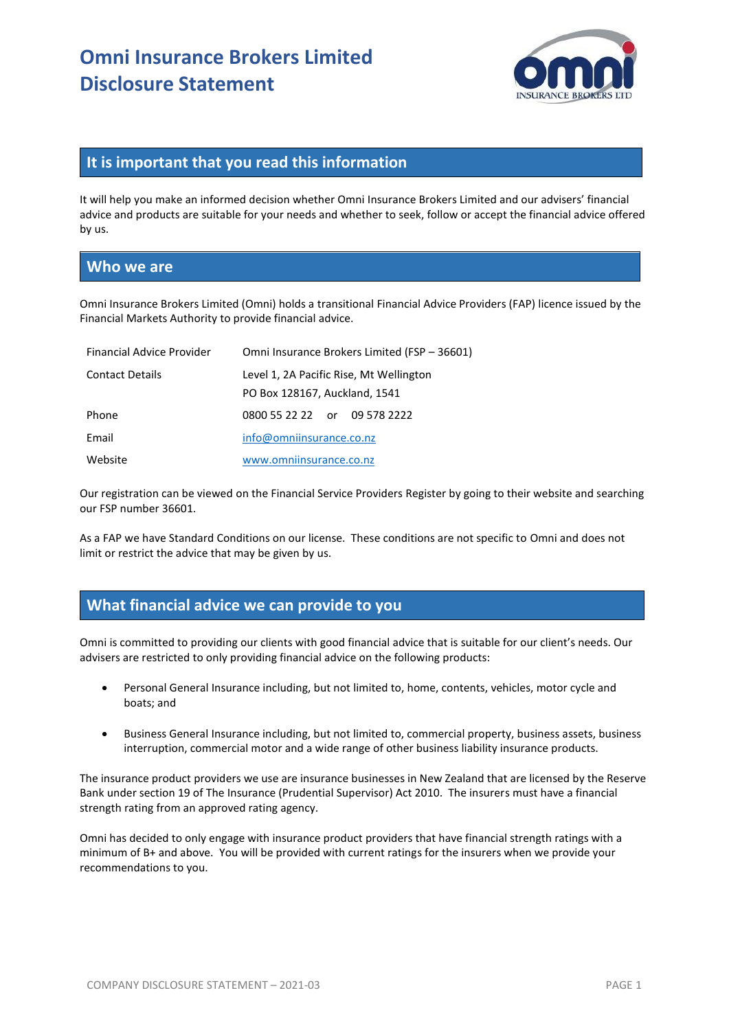# Omni Insurance Brokers Limited Disclosure Statement

## It is important that you read this information

It will help you make an informed decision whether Omni Insurance Brokers Limited and our advisers' financial advice and products are suitable for your needs and whether to seek, follow or accept the financial advice offered by us.

## Who we are

Omni Insurance Brokers Limited (Omni) holds a transitional Financial Advice Providers (FAP) licence issued by the Financial Markets Authority to provide financial advice.

| | |
|---|---|
| Financial Advice Provider | Omni Insurance Brokers Limited (FSP – 36601) |
| Contact Details | Level 1, 2A Pacific Rise, Mt Wellington<br>PO Box 128167, Auckland, 1541 |
| Phone | 0800 55 22 22 or 09 578 2222 |
| Email | info@omniinsurance.co.nz |
| Website | www.omniinsurance.co.nz |

Our registration can be viewed on the Financial Service Providers Register by going to their website and searching our FSP number 36601.

As a FAP we have Standard Conditions on our license. These conditions are not specific to Omni and does not limit or restrict the advice that may be given by us.

## What financial advice we can provide to you

Omni is committed to providing our clients with good financial advice that is suitable for our client's needs. Our advisers are restricted to only providing financial advice on the following products:

- Personal General Insurance including, but not limited to, home, contents, vehicles, motor cycle and boats; and
- Business General Insurance including, but not limited to, commercial property, business assets, business interruption, commercial motor and a wide range of other business liability insurance products.

The insurance product providers we use are insurance businesses in New Zealand that are licensed by the Reserve Bank under section 19 of The Insurance (Prudential Supervisor) Act 2010. The insurers must have a financial strength rating from an approved rating agency.

Omni has decided to only engage with insurance product providers that have financial strength ratings with a minimum of B+ and above. You will be provided with current ratings for the insurers when we provide your recommendations to you.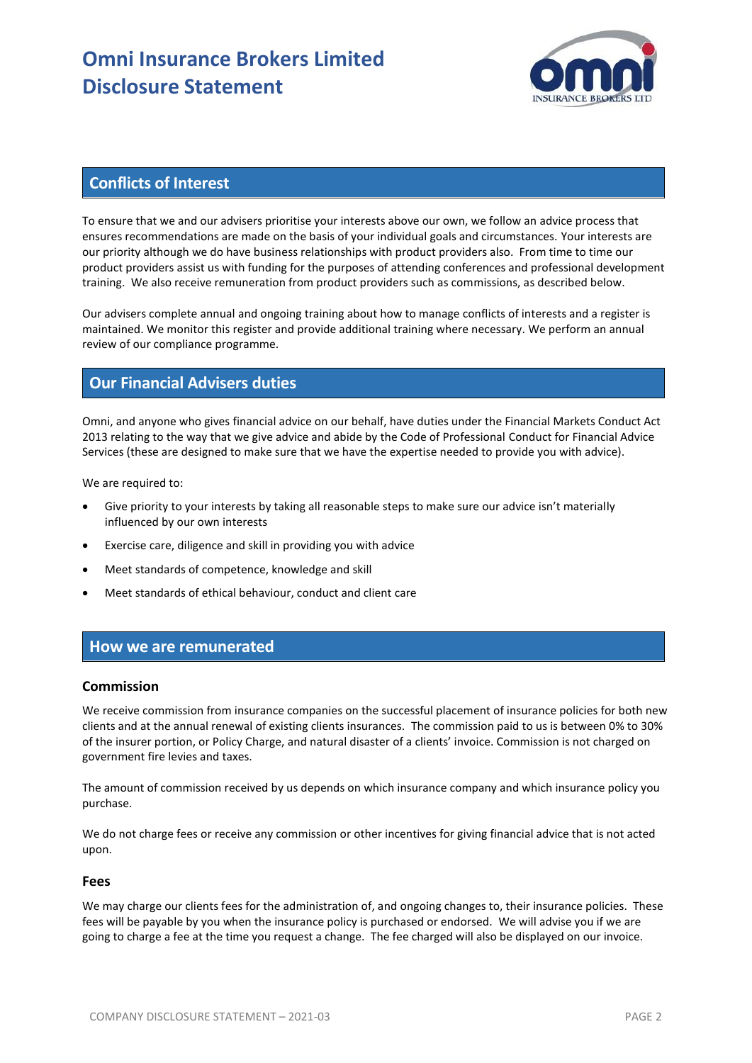## Conflicts of Interest

To ensure that we and our advisers prioritise your interests above our own, we follow an advice process that ensures recommendations are made on the basis of your individual goals and circumstances. Your interests are our priority although we do have business relationships with product providers also. From time to time our product providers assist us with funding for the purposes of attending conferences and professional development training. We also receive remuneration from product providers such as commissions, as described below.

Our advisers complete annual and ongoing training about how to manage conflicts of interests and a register is maintained. We monitor this register and provide additional training where necessary. We perform an annual review of our compliance programme.

## Our Financial Advisers duties

Omni, and anyone who gives financial advice on our behalf, have duties under the Financial Markets Conduct Act 2013 relating to the way that we give advice and abide by the Code of Professional Conduct for Financial Advice Services (these are designed to make sure that we have the expertise needed to provide you with advice).

We are required to:

- Give priority to your interests by taking all reasonable steps to make sure our advice isn't materially influenced by our own interests
- Exercise care, diligence and skill in providing you with advice
- Meet standards of competence, knowledge and skill
- Meet standards of ethical behaviour, conduct and client care

## How we are remunerated

### Commission

We receive commission from insurance companies on the successful placement of insurance policies for both new clients and at the annual renewal of existing clients insurances. The commission paid to us is between 0% to 30% of the insurer portion, or Policy Charge, and natural disaster of a clients' invoice. Commission is not charged on government fire levies and taxes.

The amount of commission received by us depends on which insurance company and which insurance policy you purchase.

We do not charge fees or receive any commission or other incentives for giving financial advice that is not acted upon.

### Fees

We may charge our clients fees for the administration of, and ongoing changes to, their insurance policies. These fees will be payable by you when the insurance policy is purchased or endorsed. We will advise you if we are going to charge a fee at the time you request a change. The fee charged will also be displayed on our invoice.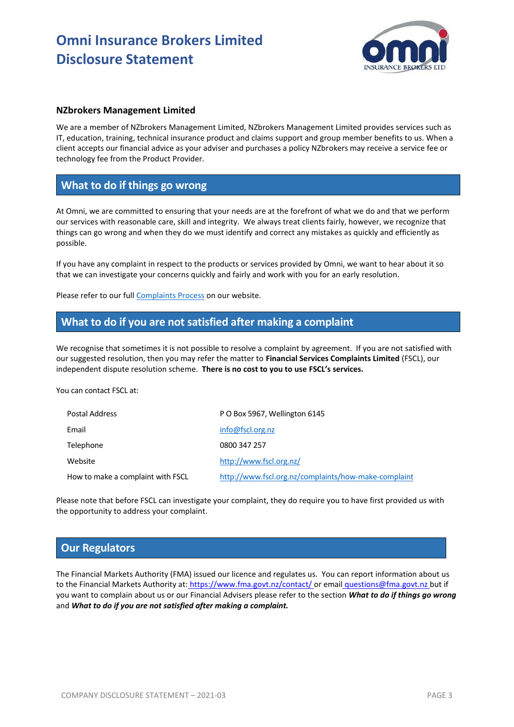# Omni Insurance Brokers Limited Disclosure Statement

### NZbrokers Management Limited

We are a member of NZbrokers Management Limited, NZbrokers Management Limited provides services such as IT, education, training, technical insurance product and claims support and group member benefits to us. When a client accepts our financial advice as your adviser and purchases a policy NZbrokers may receive a service fee or technology fee from the Product Provider.

## What to do if things go wrong

At Omni, we are committed to ensuring that your needs are at the forefront of what we do and that we perform our services with reasonable care, skill and integrity. We always treat clients fairly, however, we recognize that things can go wrong and when they do we must identify and correct any mistakes as quickly and efficiently as possible.

If you have any complaint in respect to the products or services provided by Omni, we want to hear about it so that we can investigate your concerns quickly and fairly and work with you for an early resolution.

Please refer to our full Complaints Process on our website.

## What to do if you are not satisfied after making a complaint

We recognise that sometimes it is not possible to resolve a complaint by agreement. If you are not satisfied with our suggested resolution, then you may refer the matter to **Financial Services Complaints Limited** (FSCL), our independent dispute resolution scheme. **There is no cost to you to use FSCL's services.**

You can contact FSCL at:

| | |
|---|---|
| Postal Address | P O Box 5967, Wellington 6145 |
| Email | info@fscl.org.nz |
| Telephone | 0800 347 257 |
| Website | http://www.fscl.org.nz/ |
| How to make a complaint with FSCL | http://www.fscl.org.nz/complaints/how-make-complaint |

Please note that before FSCL can investigate your complaint, they do require you to have first provided us with the opportunity to address your complaint.

## Our Regulators

The Financial Markets Authority (FMA) issued our licence and regulates us. You can report information about us to the Financial Markets Authority at: https://www.fma.govt.nz/contact/ or email questions@fma.govt.nz but if you want to complain about us or our Financial Advisers please refer to the section ***What to do if things go wrong*** and ***What to do if you are not satisfied after making a complaint.***